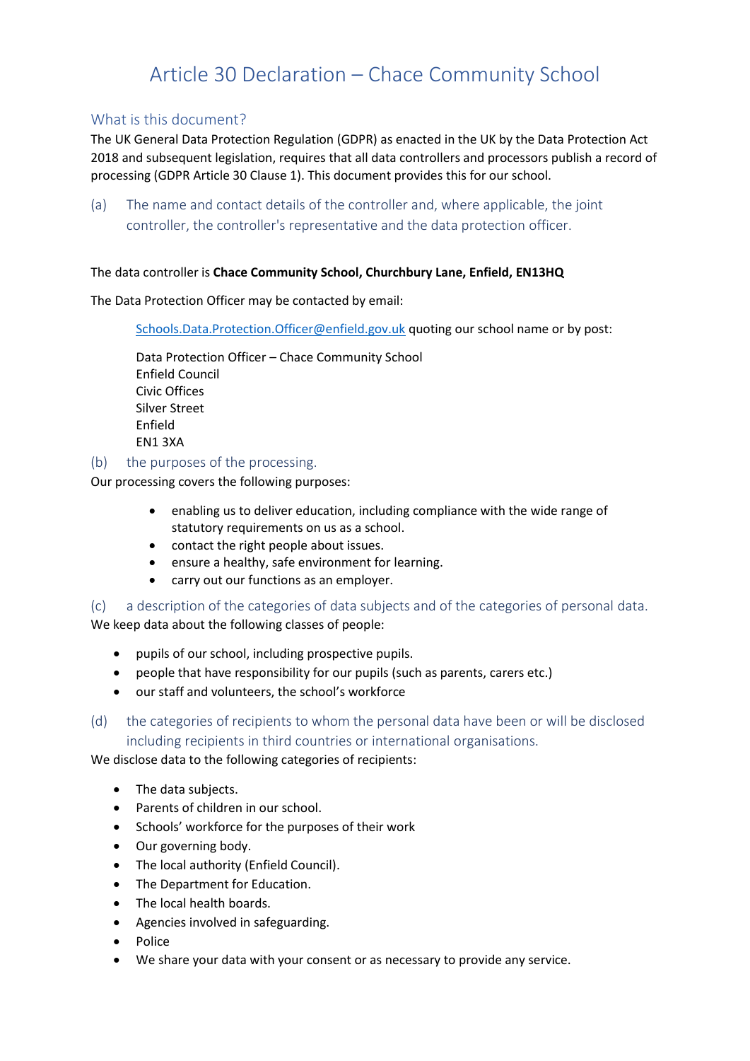# Article 30 Declaration – Chace Community School

## What is this document?

The UK General Data Protection Regulation (GDPR) as enacted in the UK by the Data Protection Act 2018 and subsequent legislation, requires that all data controllers and processors publish a record of processing (GDPR Article 30 Clause 1). This document provides this for our school.

### (a) The name and contact details of the controller and, where applicable, the joint controller, the controller's representative and the data protection officer.

The data controller is **Chace Community School, Churchbury Lane, Enfield, EN13HQ**

The Data Protection Officer may be contacted by email:

> Schools.Data.Protection.Officer@enfield.gov.uk quoting our school name or by post:
>
> Data Protection Officer – Chace Community School
> Enfield Council
> Civic Offices
> Silver Street
> Enfield
> EN1 3XA

### (b) the purposes of the processing.

Our processing covers the following purposes:

- enabling us to deliver education, including compliance with the wide range of statutory requirements on us as a school.
- contact the right people about issues.
- ensure a healthy, safe environment for learning.
- carry out our functions as an employer.

### (c) a description of the categories of data subjects and of the categories of personal data.

We keep data about the following classes of people:

- pupils of our school, including prospective pupils.
- people that have responsibility for our pupils (such as parents, carers etc.)
- our staff and volunteers, the school's workforce

### (d) the categories of recipients to whom the personal data have been or will be disclosed including recipients in third countries or international organisations.

We disclose data to the following categories of recipients:

- The data subjects.
- Parents of children in our school.
- Schools' workforce for the purposes of their work
- Our governing body.
- The local authority (Enfield Council).
- The Department for Education.
- The local health boards.
- Agencies involved in safeguarding.
- Police
- We share your data with your consent or as necessary to provide any service.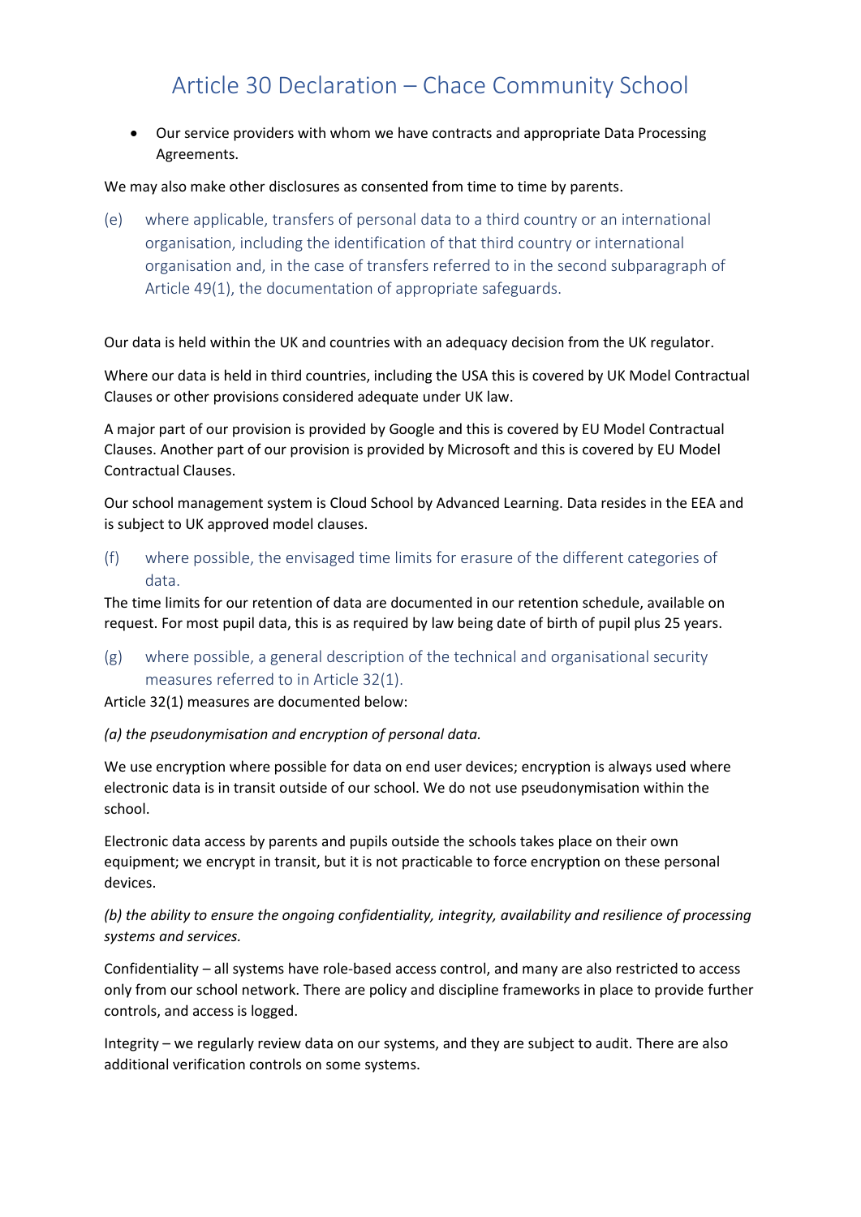- Our service providers with whom we have contracts and appropriate Data Processing Agreements.

We may also make other disclosures as consented from time to time by parents.

(e) where applicable, transfers of personal data to a third country or an international organisation, including the identification of that third country or international organisation and, in the case of transfers referred to in the second subparagraph of Article 49(1), the documentation of appropriate safeguards.

Our data is held within the UK and countries with an adequacy decision from the UK regulator.

Where our data is held in third countries, including the USA this is covered by UK Model Contractual Clauses or other provisions considered adequate under UK law.

A major part of our provision is provided by Google and this is covered by EU Model Contractual Clauses. Another part of our provision is provided by Microsoft and this is covered by EU Model Contractual Clauses.

Our school management system is Cloud School by Advanced Learning. Data resides in the EEA and is subject to UK approved model clauses.

(f) where possible, the envisaged time limits for erasure of the different categories of data.

The time limits for our retention of data are documented in our retention schedule, available on request. For most pupil data, this is as required by law being date of birth of pupil plus 25 years.

(g) where possible, a general description of the technical and organisational security measures referred to in Article 32(1).

Article 32(1) measures are documented below:

*(a) the pseudonymisation and encryption of personal data.*

We use encryption where possible for data on end user devices; encryption is always used where electronic data is in transit outside of our school. We do not use pseudonymisation within the school.

Electronic data access by parents and pupils outside the schools takes place on their own equipment; we encrypt in transit, but it is not practicable to force encryption on these personal devices.

*(b) the ability to ensure the ongoing confidentiality, integrity, availability and resilience of processing systems and services.*

Confidentiality – all systems have role-based access control, and many are also restricted to access only from our school network. There are policy and discipline frameworks in place to provide further controls, and access is logged.

Integrity – we regularly review data on our systems, and they are subject to audit. There are also additional verification controls on some systems.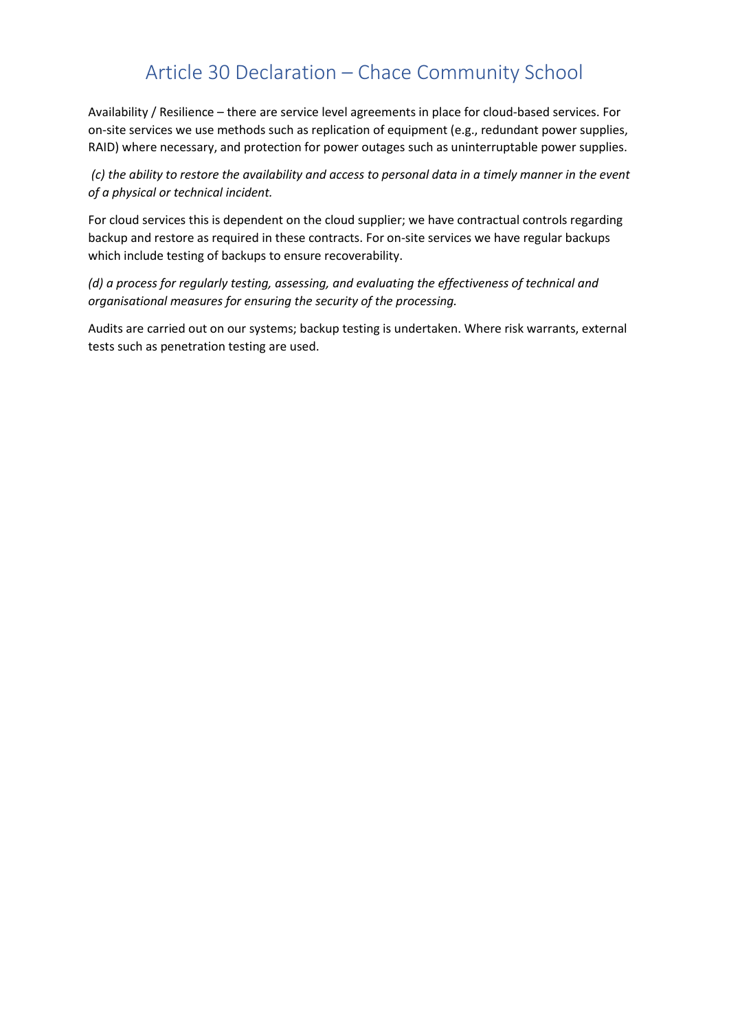# Article 30 Declaration – Chace Community School

Availability / Resilience – there are service level agreements in place for cloud-based services. For on-site services we use methods such as replication of equipment (e.g., redundant power supplies, RAID) where necessary, and protection for power outages such as uninterruptable power supplies.

*(c) the ability to restore the availability and access to personal data in a timely manner in the event of a physical or technical incident.*

For cloud services this is dependent on the cloud supplier; we have contractual controls regarding backup and restore as required in these contracts. For on-site services we have regular backups which include testing of backups to ensure recoverability.

*(d) a process for regularly testing, assessing, and evaluating the effectiveness of technical and organisational measures for ensuring the security of the processing.*

Audits are carried out on our systems; backup testing is undertaken. Where risk warrants, external tests such as penetration testing are used.